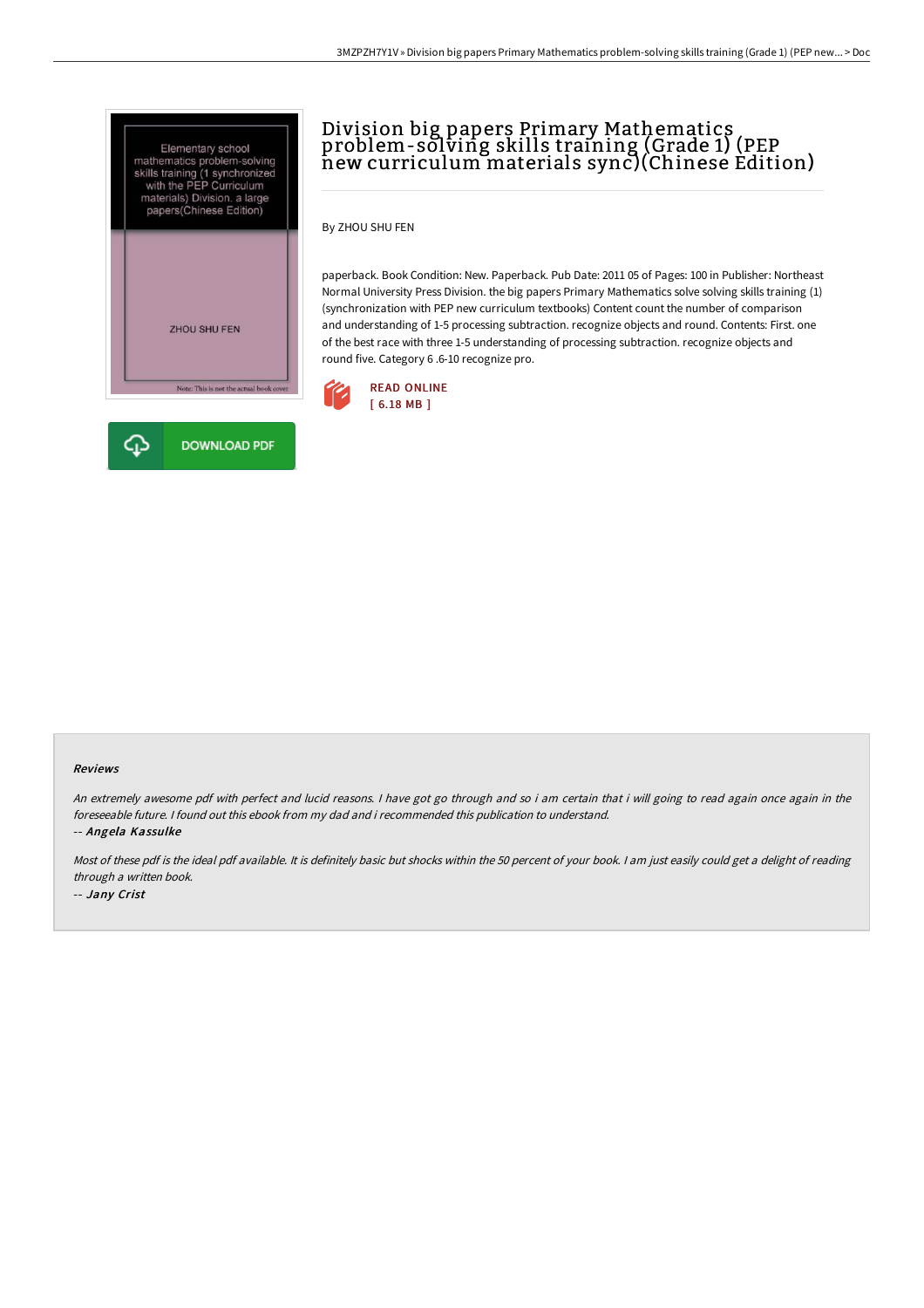# Division big papers Primary Mathematics problem-solving skills training (Grade 1) (PEP new curriculum materials sync)(Chinese Edition)

By ZHOU SHU FEN

paperback. Book Condition: New. Paperback. Pub Date: 2011 05 of Pages: 100 in Publisher: Northeast Normal University Press Division. the big papers Primary Mathematics solve solving skills training (1) (synchronization with PEP new curriculum textbooks) Content count the number of comparison and understanding of 1-5 processing subtraction. recognize objects and round. Contents: First. one of the best race with three 1-5 understanding of processing subtraction. recognize objects and round five. Category 6 .6-10 recognize pro.

READ ONLINE
[ 6.18 MB ]

DOWNLOAD PDF

#### Reviews

*An extremely awesome pdf with perfect and lucid reasons. I have got go through and so i am certain that i will going to read again once again in the foreseeable future. I found out this ebook from my dad and i recommended this publication to understand.*

*-- Angela Kassulke*

*Most of these pdf is the ideal pdf available. It is definitely basic but shocks within the 50 percent of your book. I am just easily could get a delight of reading through a written book.*

*-- Jany Crist*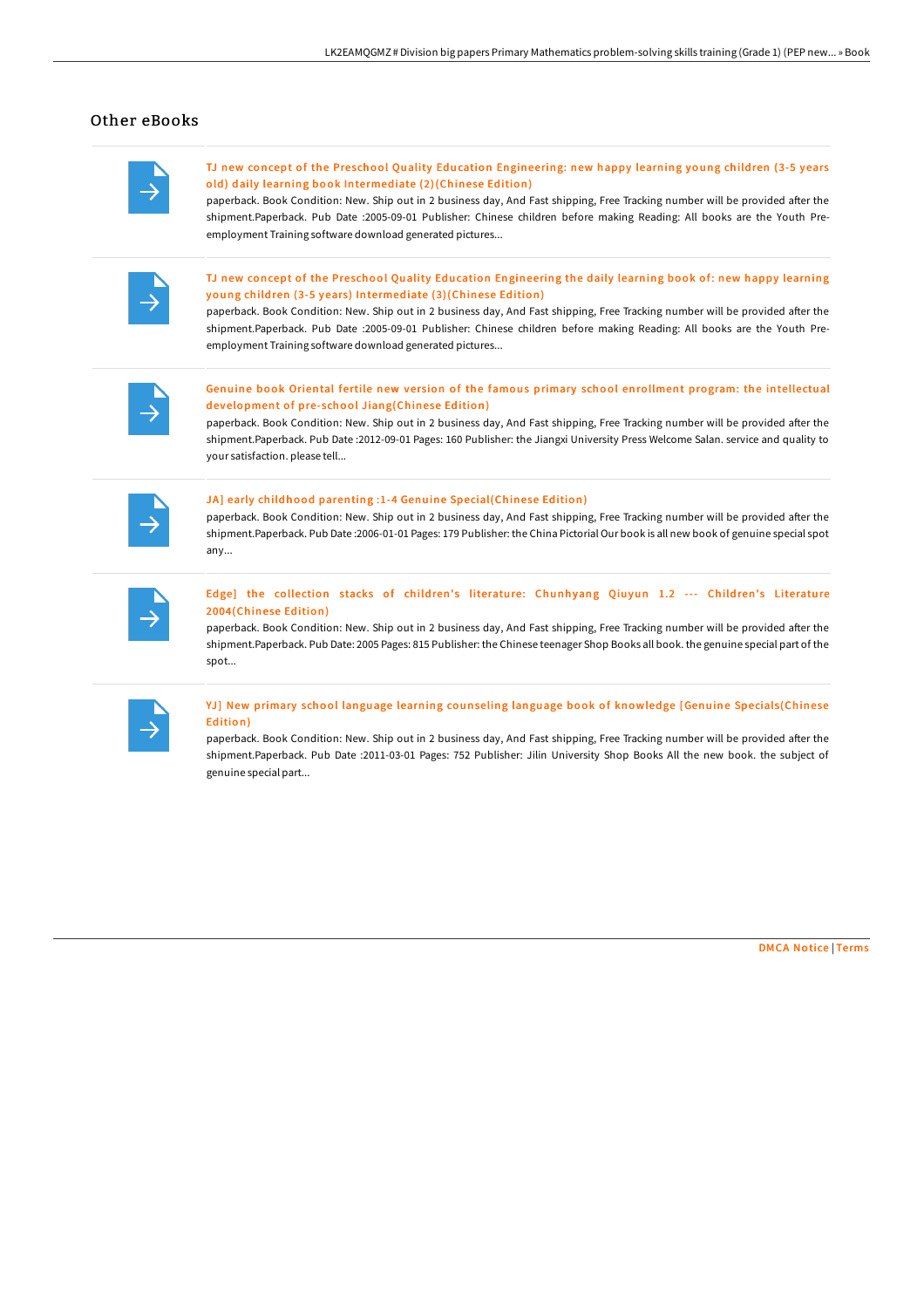## Other eBooks

**TJ new concept of the Preschool Quality Education Engineering: new happy learning young children (3-5 years old) daily learning book Intermediate (2)(Chinese Edition)**

paperback. Book Condition: New. Ship out in 2 business day, And Fast shipping, Free Tracking number will be provided after the shipment.Paperback. Pub Date :2005-09-01 Publisher: Chinese children before making Reading: All books are the Youth Pre-employment Training software download generated pictures...

**TJ new concept of the Preschool Quality Education Engineering the daily learning book of: new happy learning young children (3-5 years) Intermediate (3)(Chinese Edition)**

paperback. Book Condition: New. Ship out in 2 business day, And Fast shipping, Free Tracking number will be provided after the shipment.Paperback. Pub Date :2005-09-01 Publisher: Chinese children before making Reading: All books are the Youth Pre-employment Training software download generated pictures...

**Genuine book Oriental fertile new version of the famous primary school enrollment program: the intellectual development of pre-school Jiang(Chinese Edition)**

paperback. Book Condition: New. Ship out in 2 business day, And Fast shipping, Free Tracking number will be provided after the shipment.Paperback. Pub Date :2012-09-01 Pages: 160 Publisher: the Jiangxi University Press Welcome Salan. service and quality to your satisfaction. please tell...

**JA] early childhood parenting :1-4 Genuine Special(Chinese Edition)**

paperback. Book Condition: New. Ship out in 2 business day, And Fast shipping, Free Tracking number will be provided after the shipment.Paperback. Pub Date :2006-01-01 Pages: 179 Publisher: the China Pictorial Our book is all new book of genuine special spot any...

**Edge] the collection stacks of children's literature: Chunhyang Qiuyun 1.2 --- Children's Literature 2004(Chinese Edition)**

paperback. Book Condition: New. Ship out in 2 business day, And Fast shipping, Free Tracking number will be provided after the shipment.Paperback. Pub Date: 2005 Pages: 815 Publisher: the Chinese teenager Shop Books all book. the genuine special part of the spot...

**YJ] New primary school language learning counseling language book of knowledge [Genuine Specials(Chinese Edition)**

paperback. Book Condition: New. Ship out in 2 business day, And Fast shipping, Free Tracking number will be provided after the shipment.Paperback. Pub Date :2011-03-01 Pages: 752 Publisher: Jilin University Shop Books All the new book. the subject of genuine special part...

DMCA Notice | Terms